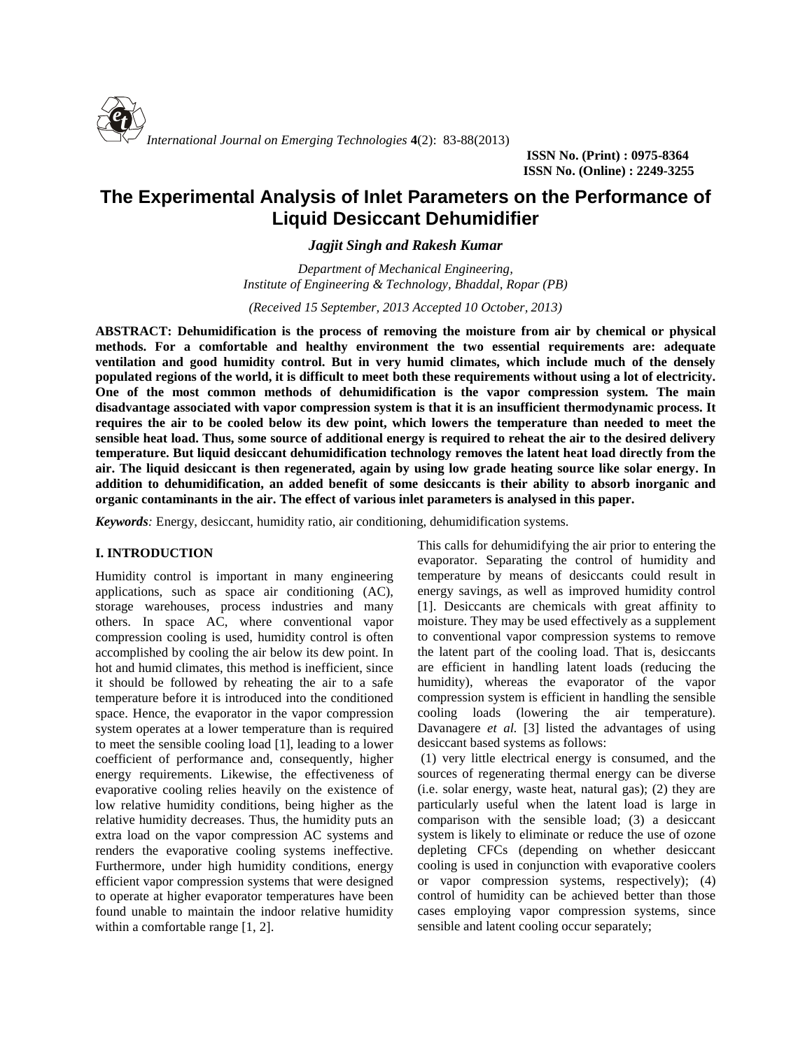**ISSN No. (Print) : 0975-8364**
**ISSN No. (Online) : 2249-3255**

# The Experimental Analysis of Inlet Parameters on the Performance of Liquid Desiccant Dehumidifier

***Jagjit Singh and Rakesh Kumar***

*Department of Mechanical Engineering,*
*Institute of Engineering & Technology, Bhaddal, Ropar (PB)*

*(Received 15 September, 2013 Accepted 10 October, 2013)*

**ABSTRACT: Dehumidification is the process of removing the moisture from air by chemical or physical methods. For a comfortable and healthy environment the two essential requirements are: adequate ventilation and good humidity control. But in very humid climates, which include much of the densely populated regions of the world, it is difficult to meet both these requirements without using a lot of electricity. One of the most common methods of dehumidification is the vapor compression system. The main disadvantage associated with vapor compression system is that it is an insufficient thermodynamic process. It requires the air to be cooled below its dew point, which lowers the temperature than needed to meet the sensible heat load. Thus, some source of additional energy is required to reheat the air to the desired delivery temperature. But liquid desiccant dehumidification technology removes the latent heat load directly from the air. The liquid desiccant is then regenerated, again by using low grade heating source like solar energy. In addition to dehumidification, an added benefit of some desiccants is their ability to absorb inorganic and organic contaminants in the air. The effect of various inlet parameters is analysed in this paper.**

***Keywords:*** Energy, desiccant, humidity ratio, air conditioning, dehumidification systems.

## I. INTRODUCTION

Humidity control is important in many engineering applications, such as space air conditioning (AC), storage warehouses, process industries and many others. In space AC, where conventional vapor compression cooling is used, humidity control is often accomplished by cooling the air below its dew point. In hot and humid climates, this method is inefficient, since it should be followed by reheating the air to a safe temperature before it is introduced into the conditioned space. Hence, the evaporator in the vapor compression system operates at a lower temperature than is required to meet the sensible cooling load [1], leading to a lower coefficient of performance and, consequently, higher energy requirements. Likewise, the effectiveness of evaporative cooling relies heavily on the existence of low relative humidity conditions, being higher as the relative humidity decreases. Thus, the humidity puts an extra load on the vapor compression AC systems and renders the evaporative cooling systems ineffective. Furthermore, under high humidity conditions, energy efficient vapor compression systems that were designed to operate at higher evaporator temperatures have been found unable to maintain the indoor relative humidity within a comfortable range [1, 2].

This calls for dehumidifying the air prior to entering the evaporator. Separating the control of humidity and temperature by means of desiccants could result in energy savings, as well as improved humidity control [1]. Desiccants are chemicals with great affinity to moisture. They may be used effectively as a supplement to conventional vapor compression systems to remove the latent part of the cooling load. That is, desiccants are efficient in handling latent loads (reducing the humidity), whereas the evaporator of the vapor compression system is efficient in handling the sensible cooling loads (lowering the air temperature). Davanagere *et al.* [3] listed the advantages of using desiccant based systems as follows:

(1) very little electrical energy is consumed, and the sources of regenerating thermal energy can be diverse (i.e. solar energy, waste heat, natural gas); (2) they are particularly useful when the latent load is large in comparison with the sensible load; (3) a desiccant system is likely to eliminate or reduce the use of ozone depleting CFCs (depending on whether desiccant cooling is used in conjunction with evaporative coolers or vapor compression systems, respectively); (4) control of humidity can be achieved better than those cases employing vapor compression systems, since sensible and latent cooling occur separately;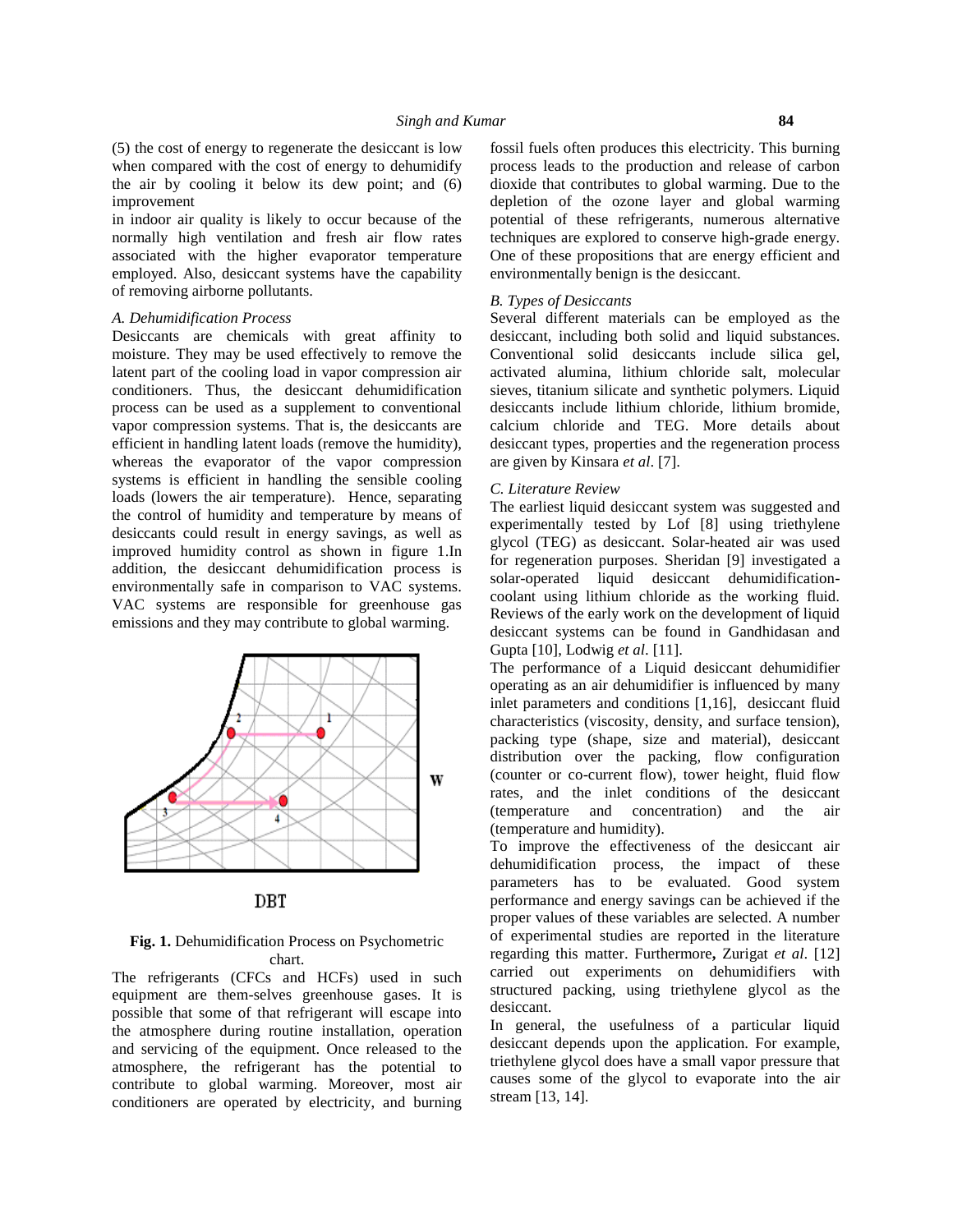(5) the cost of energy to regenerate the desiccant is low when compared with the cost of energy to dehumidify the air by cooling it below its dew point; and (6) improvement in indoor air quality is likely to occur because of the normally high ventilation and fresh air flow rates associated with the higher evaporator temperature employed. Also, desiccant systems have the capability of removing airborne pollutants.

### A. Dehumidification Process

Desiccants are chemicals with great affinity to moisture. They may be used effectively to remove the latent part of the cooling load in vapor compression air conditioners. Thus, the desiccant dehumidification process can be used as a supplement to conventional vapor compression systems. That is, the desiccants are efficient in handling latent loads (remove the humidity), whereas the evaporator of the vapor compression systems is efficient in handling the sensible cooling loads (lowers the air temperature). Hence, separating the control of humidity and temperature by means of desiccants could result in energy savings, as well as improved humidity control as shown in figure 1.In addition, the desiccant dehumidification process is environmentally safe in comparison to VAC systems. VAC systems are responsible for greenhouse gas emissions and they may contribute to global warming.

**Fig. 1.** Dehumidification Process on Psychometric chart.

The refrigerants (CFCs and HCFs) used in such equipment are them-selves greenhouse gases. It is possible that some of that refrigerant will escape into the atmosphere during routine installation, operation and servicing of the equipment. Once released to the atmosphere, the refrigerant has the potential to contribute to global warming. Moreover, most air conditioners are operated by electricity, and burning fossil fuels often produces this electricity. This burning process leads to the production and release of carbon dioxide that contributes to global warming. Due to the depletion of the ozone layer and global warming potential of these refrigerants, numerous alternative techniques are explored to conserve high-grade energy. One of these propositions that are energy efficient and environmentally benign is the desiccant.

### B. Types of Desiccants

Several different materials can be employed as the desiccant, including both solid and liquid substances. Conventional solid desiccants include silica gel, activated alumina, lithium chloride salt, molecular sieves, titanium silicate and synthetic polymers. Liquid desiccants include lithium chloride, lithium bromide, calcium chloride and TEG. More details about desiccant types, properties and the regeneration process are given by Kinsara *et al*. [7].

### C. Literature Review

The earliest liquid desiccant system was suggested and experimentally tested by Lof [8] using triethylene glycol (TEG) as desiccant. Solar-heated air was used for regeneration purposes. Sheridan [9] investigated a solar-operated liquid desiccant dehumidification-coolant using lithium chloride as the working fluid. Reviews of the early work on the development of liquid desiccant systems can be found in Gandhidasan and Gupta [10], Lodwig *et al*. [11].

The performance of a Liquid desiccant dehumidifier operating as an air dehumidifier is influenced by many inlet parameters and conditions [1,16], desiccant fluid characteristics (viscosity, density, and surface tension), packing type (shape, size and material), desiccant distribution over the packing, flow configuration (counter or co-current flow), tower height, fluid flow rates, and the inlet conditions of the desiccant (temperature and concentration) and the air (temperature and humidity).

To improve the effectiveness of the desiccant air dehumidification process, the impact of these parameters has to be evaluated. Good system performance and energy savings can be achieved if the proper values of these variables are selected. A number of experimental studies are reported in the literature regarding this matter. Furthermore**,** Zurigat *et al*. [12] carried out experiments on dehumidifiers with structured packing, using triethylene glycol as the desiccant.

In general, the usefulness of a particular liquid desiccant depends upon the application. For example, triethylene glycol does have a small vapor pressure that causes some of the glycol to evaporate into the air stream [13, 14].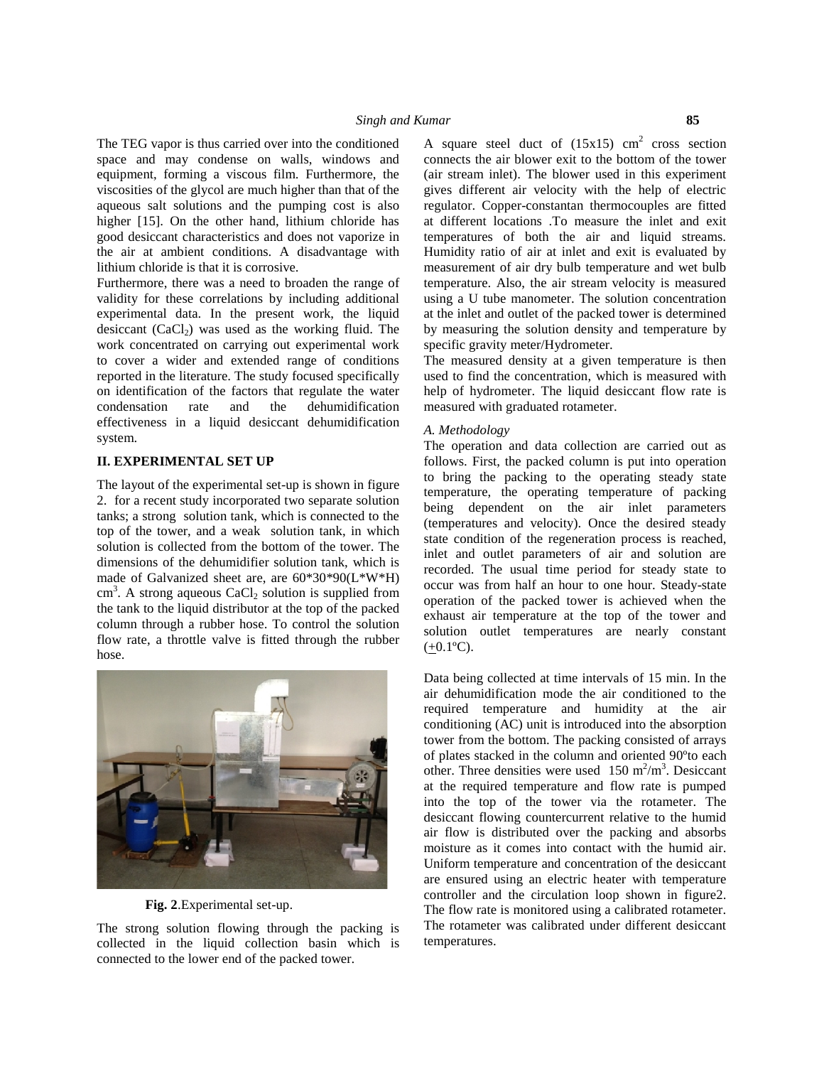The TEG vapor is thus carried over into the conditioned space and may condense on walls, windows and equipment, forming a viscous film. Furthermore, the viscosities of the glycol are much higher than that of the aqueous salt solutions and the pumping cost is also higher [15]. On the other hand, lithium chloride has good desiccant characteristics and does not vaporize in the air at ambient conditions. A disadvantage with lithium chloride is that it is corrosive.

Furthermore, there was a need to broaden the range of validity for these correlations by including additional experimental data. In the present work, the liquid desiccant ($CaCl_2$) was used as the working fluid. The work concentrated on carrying out experimental work to cover a wider and extended range of conditions reported in the literature. The study focused specifically on identification of the factors that regulate the water condensation rate and the dehumidification effectiveness in a liquid desiccant dehumidification system.

## II. EXPERIMENTAL SET UP

The layout of the experimental set-up is shown in figure 2. for a recent study incorporated two separate solution tanks; a strong solution tank, which is connected to the top of the tower, and a weak solution tank, in which solution is collected from the bottom of the tower. The dimensions of the dehumidifier solution tank, which is made of Galvanized sheet are, are 60*30*90(L*W*H) $cm^3$. A strong aqueous $CaCl_2$ solution is supplied from the tank to the liquid distributor at the top of the packed column through a rubber hose. To control the solution flow rate, a throttle valve is fitted through the rubber hose.

**Fig. 2**.Experimental set-up.

The strong solution flowing through the packing is collected in the liquid collection basin which is connected to the lower end of the packed tower.

A square steel duct of (15x15) $cm^2$ cross section connects the air blower exit to the bottom of the tower (air stream inlet). The blower used in this experiment gives different air velocity with the help of electric regulator. Copper-constantan thermocouples are fitted at different locations .To measure the inlet and exit temperatures of both the air and liquid streams. Humidity ratio of air at inlet and exit is evaluated by measurement of air dry bulb temperature and wet bulb temperature. Also, the air stream velocity is measured using a U tube manometer. The solution concentration at the inlet and outlet of the packed tower is determined by measuring the solution density and temperature by specific gravity meter/Hydrometer.

The measured density at a given temperature is then used to find the concentration, which is measured with help of hydrometer. The liquid desiccant flow rate is measured with graduated rotameter.

### *A. Methodology*

The operation and data collection are carried out as follows. First, the packed column is put into operation to bring the packing to the operating steady state temperature, the operating temperature of packing being dependent on the air inlet parameters (temperatures and velocity). Once the desired steady state condition of the regeneration process is reached, inlet and outlet parameters of air and solution are recorded. The usual time period for steady state to occur was from half an hour to one hour. Steady-state operation of the packed tower is achieved when the exhaust air temperature at the top of the tower and solution outlet temperatures are nearly constant ($\pm$0.1ºC).

Data being collected at time intervals of 15 min. In the air dehumidification mode the air conditioned to the required temperature and humidity at the air conditioning (AC) unit is introduced into the absorption tower from the bottom. The packing consisted of arrays of plates stacked in the column and oriented 90ºto each other. Three densities were used 150 $m^2/m^3$. Desiccant at the required temperature and flow rate is pumped into the top of the tower via the rotameter. The desiccant flowing countercurrent relative to the humid air flow is distributed over the packing and absorbs moisture as it comes into contact with the humid air. Uniform temperature and concentration of the desiccant are ensured using an electric heater with temperature controller and the circulation loop shown in figure2. The flow rate is monitored using a calibrated rotameter. The rotameter was calibrated under different desiccant temperatures.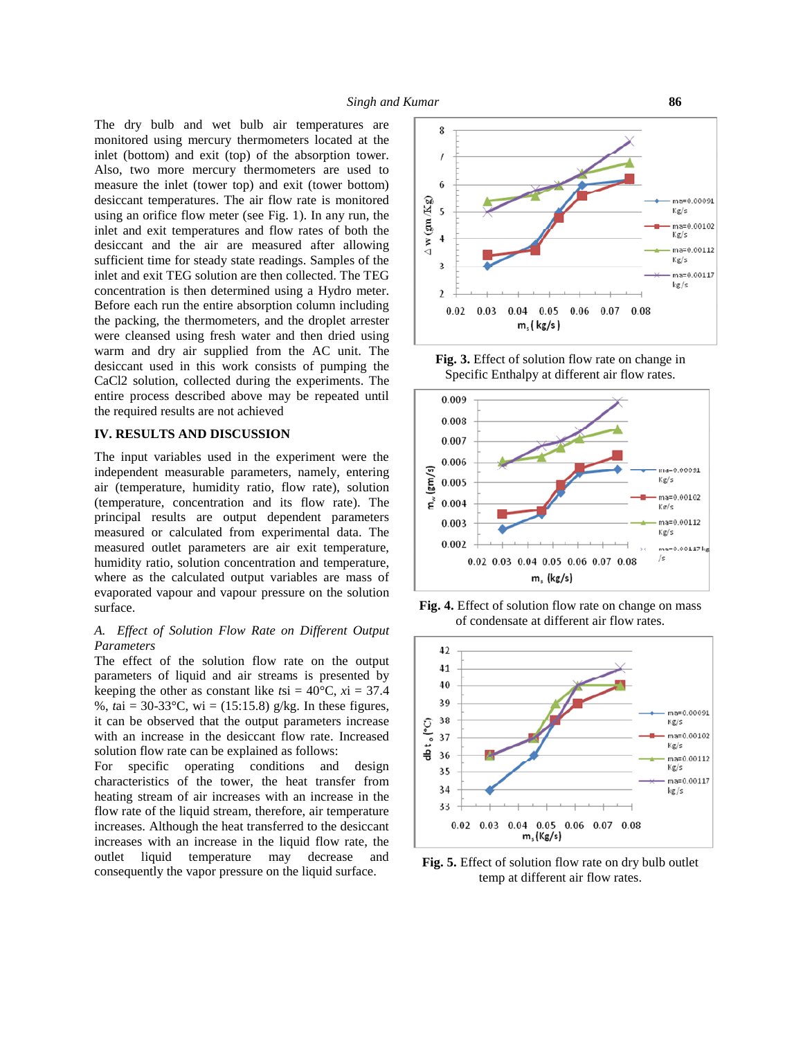The dry bulb and wet bulb air temperatures are monitored using mercury thermometers located at the inlet (bottom) and exit (top) of the absorption tower. Also, two more mercury thermometers are used to measure the inlet (tower top) and exit (tower bottom) desiccant temperatures. The air flow rate is monitored using an orifice flow meter (see Fig. 1). In any run, the inlet and exit temperatures and flow rates of both the desiccant and the air are measured after allowing sufficient time for steady state readings. Samples of the inlet and exit TEG solution are then collected. The TEG concentration is then determined using a Hydro meter. Before each run the entire absorption column including the packing, the thermometers, and the droplet arrester were cleansed using fresh water and then dried using warm and dry air supplied from the AC unit. The desiccant used in this work consists of pumping the CaCl2 solution, collected during the experiments. The entire process described above may be repeated until the required results are not achieved

## IV. RESULTS AND DISCUSSION

The input variables used in the experiment were the independent measurable parameters, namely, entering air (temperature, humidity ratio, flow rate), solution (temperature, concentration and its flow rate). The principal results are output dependent parameters measured or calculated from experimental data. The measured outlet parameters are air exit temperature, humidity ratio, solution concentration and temperature, where as the calculated output variables are mass of evaporated vapour and vapour pressure on the solution surface.

### *A. Effect of Solution Flow Rate on Different Output Parameters*

The effect of the solution flow rate on the output parameters of liquid and air streams is presented by keeping the other as constant like $t_{si}$ = 40°C, $x_i$ = 37.4 %, $t_{ai}$ = 30-33°C, $w_i$ = (15:15.8) g/kg. In these figures, it can be observed that the output parameters increase with an increase in the desiccant flow rate. Increased solution flow rate can be explained as follows:

For specific operating conditions and design characteristics of the tower, the heat transfer from heating stream of air increases with an increase in the flow rate of the liquid stream, therefore, air temperature increases. Although the heat transferred to the desiccant increases with an increase in the liquid flow rate, the outlet liquid temperature may decrease and consequently the vapor pressure on the liquid surface.

**Fig. 3.** Effect of solution flow rate on change in Specific Enthalpy at different air flow rates.

**Fig. 4.** Effect of solution flow rate on change on mass of condensate at different air flow rates.

**Fig. 5.** Effect of solution flow rate on dry bulb outlet temp at different air flow rates.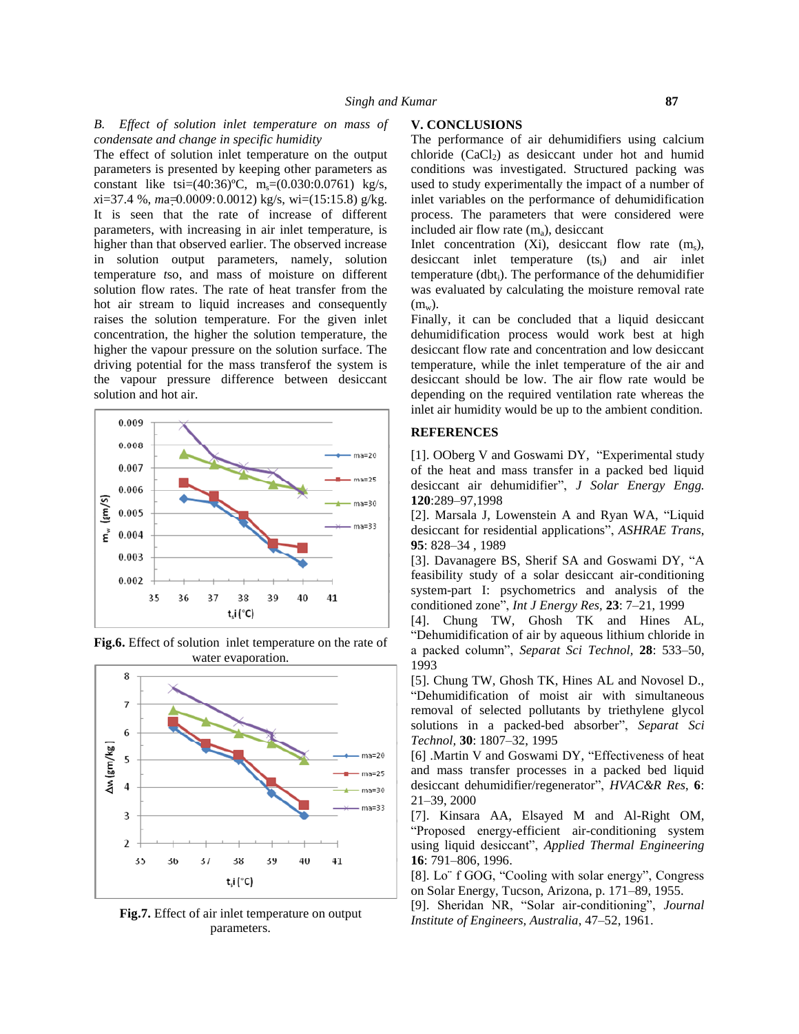*B. Effect of solution inlet temperature on mass of condensate and change in specific humidity*

The effect of solution inlet temperature on the output parameters is presented by keeping other parameters as constant like tsi=(40:36)ºC, $m_s$=(0.030:0.0761) kg/s, *x*i=37.4 %, *ma*=0.0009:0.0012) kg/s, wi=(15:15.8) g/kg. It is seen that the rate of increase of different parameters, with increasing in air inlet temperature, is higher than that observed earlier. The observed increase in solution output parameters, namely, solution temperature *t*so, and mass of moisture on different solution flow rates. The rate of heat transfer from the hot air stream to liquid increases and consequently raises the solution temperature. For the given inlet concentration, the higher the solution temperature, the higher the vapour pressure on the solution surface. The driving potential for the mass transferof the system is the vapour pressure difference between desiccant solution and hot air.

**Fig.6.** Effect of solution inlet temperature on the rate of water evaporation.

**Fig.7.** Effect of air inlet temperature on output parameters.

## V. CONCLUSIONS

The performance of air dehumidifiers using calcium chloride ($CaCl_2$) as desiccant under hot and humid conditions was investigated. Structured packing was used to study experimentally the impact of a number of inlet variables on the performance of dehumidification process. The parameters that were considered were included air flow rate ($m_a$), desiccant

Inlet concentration (Xi), desiccant flow rate ($m_s$), desiccant inlet temperature ($ts_i$) and air inlet temperature ($dbt_i$). The performance of the dehumidifier was evaluated by calculating the moisture removal rate ($m_w$).

Finally, it can be concluded that a liquid desiccant dehumidification process would work best at high desiccant flow rate and concentration and low desiccant temperature, while the inlet temperature of the air and desiccant should be low. The air flow rate would be depending on the required ventilation rate whereas the inlet air humidity would be up to the ambient condition.

## REFERENCES

[1]. OOberg V and Goswami DY, "Experimental study of the heat and mass transfer in a packed bed liquid desiccant air dehumidifier", *J Solar Energy Engg.* **120**:289–97,1998

[2]. Marsala J, Lowenstein A and Ryan WA, "Liquid desiccant for residential applications", *ASHRAE Trans,* **95**: 828–34 , 1989

[3]. Davanagere BS, Sherif SA and Goswami DY, "A feasibility study of a solar desiccant air-conditioning system-part I: psychometrics and analysis of the conditioned zone", *Int J Energy Res,* **23**: 7–21, 1999

[4]. Chung TW, Ghosh TK and Hines AL, "Dehumidification of air by aqueous lithium chloride in a packed column", *Separat Sci Technol,* **28**: 533–50, 1993

[5]. Chung TW, Ghosh TK, Hines AL and Novosel D., "Dehumidification of moist air with simultaneous removal of selected pollutants by triethylene glycol solutions in a packed-bed absorber", *Separat Sci Technol,* **30**: 1807–32, 1995

[6] .Martin V and Goswami DY, "Effectiveness of heat and mass transfer processes in a packed bed liquid desiccant dehumidifier/regenerator", *HVAC&R Res,* **6**: 21–39, 2000

[7]. Kinsara AA, Elsayed M and Al-Right OM, "Proposed energy-efficient air-conditioning system using liquid desiccant", *Applied Thermal Engineering* **16**: 791–806, 1996.

[8]. Lo¨ f GOG, "Cooling with solar energy", Congress on Solar Energy, Tucson, Arizona, p. 171–89, 1955.

[9]. Sheridan NR, "Solar air-conditioning", *Journal Institute of Engineers, Australia*, 47–52, 1961.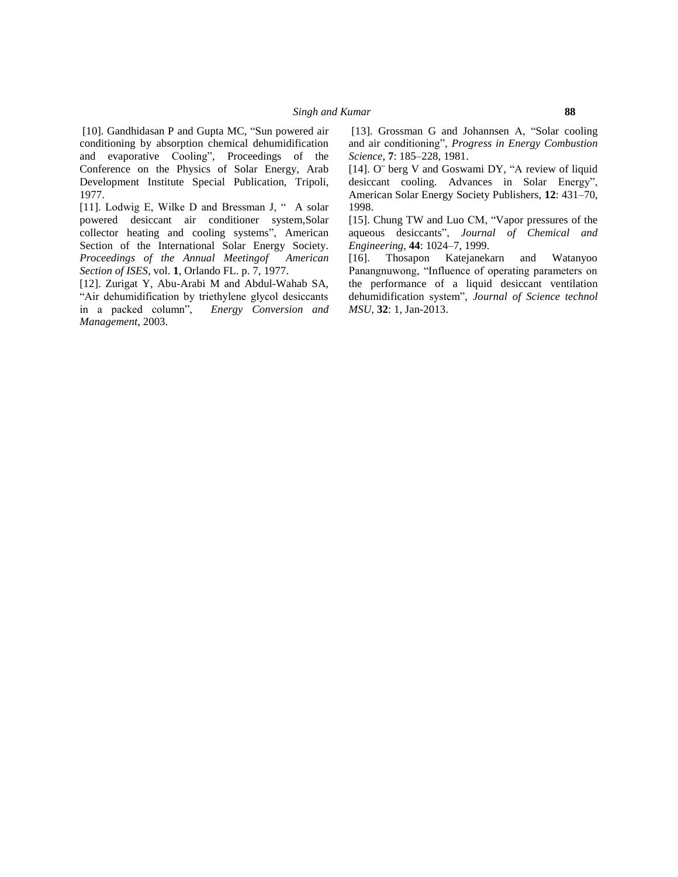[10]. Gandhidasan P and Gupta MC, "Sun powered air conditioning by absorption chemical dehumidification and evaporative Cooling", Proceedings of the Conference on the Physics of Solar Energy, Arab Development Institute Special Publication, Tripoli, 1977.

[11]. Lodwig E, Wilke D and Bressman J, " A solar powered desiccant air conditioner system,Solar collector heating and cooling systems", American Section of the International Solar Energy Society. *Proceedings of the Annual Meetingof American Section of ISES*, vol. **1**, Orlando FL. p. 7, 1977.

[12]. Zurigat Y, Abu-Arabi M and Abdul-Wahab SA, "Air dehumidification by triethylene glycol desiccants in a packed column", *Energy Conversion and Management*, 2003.

[13]. Grossman G and Johannsen A, "Solar cooling and air conditioning", *Progress in Energy Combustion Science*, **7**: 185–228, 1981.

[14]. O¨ berg V and Goswami DY, "A review of liquid desiccant cooling. Advances in Solar Energy", American Solar Energy Society Publishers, **12**: 431–70, 1998.

[15]. Chung TW and Luo CM, "Vapor pressures of the aqueous desiccants", *Journal of Chemical and Engineering,* **44**: 1024–7, 1999.

[16]. Thosapon Katejanekarn and Watanyoo Panangnuwong, "Influence of operating parameters on the performance of a liquid desiccant ventilation dehumidification system", *Journal of Science technol MSU*, **32**: 1, Jan-2013.